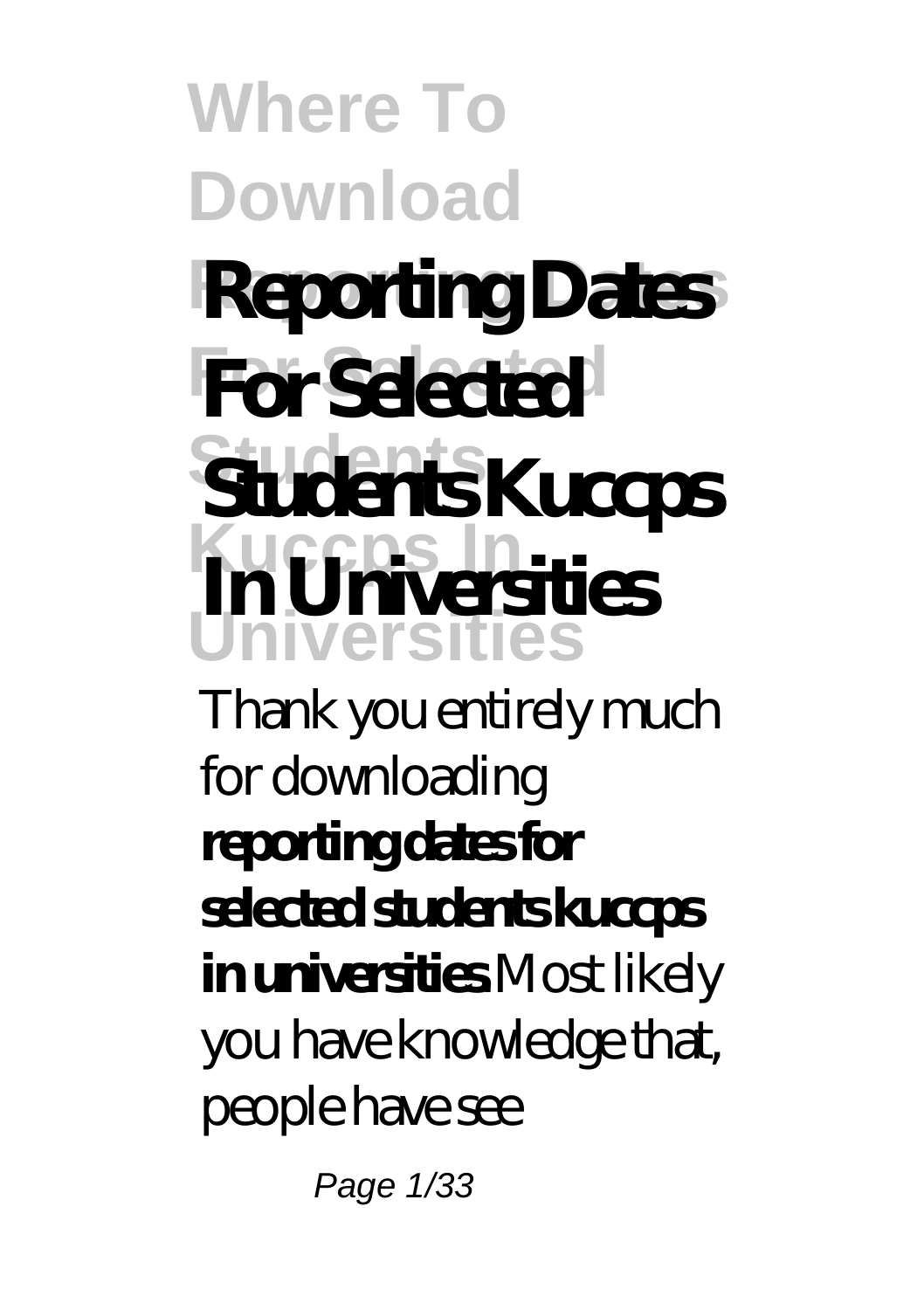# Where To Download Reporting Dates For Selected Students Kuccps In Universities

# Reporting Dates For Selected Students Kuccps In Universities

Thank you entirely much for downloading **reporting dates for selected students kuccps in universities**.Most likely you have knowledge that, people have see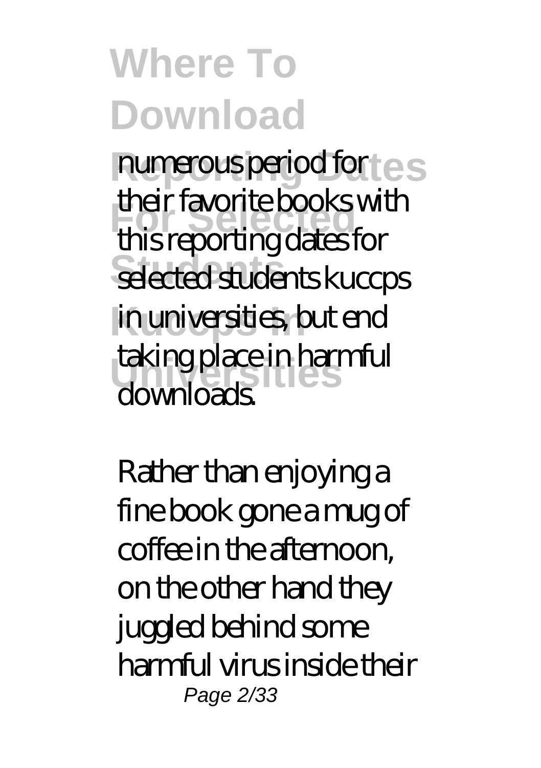numerous period for their favorite books with this reporting dates for selected students kuccps in universities, but end taking place in harmful downloads.

Rather than enjoying a fine book gone a mug of coffee in the afternoon, on the other hand they juggled behind some harmful virus inside their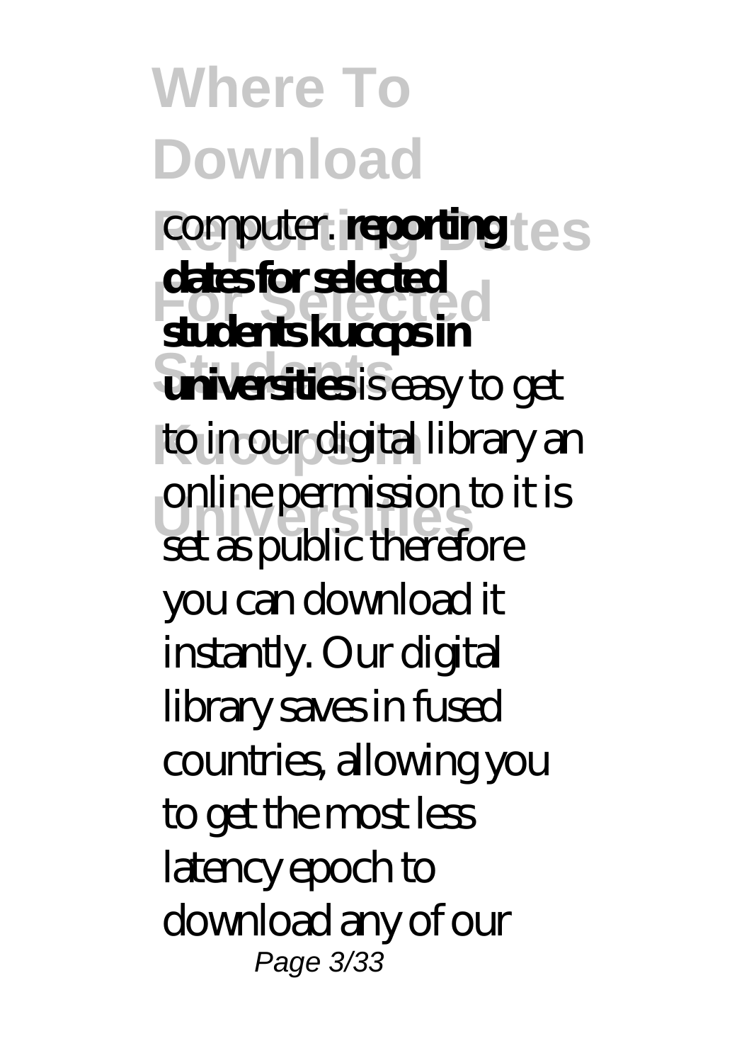computer. **reporting dates for selected students kuccps in universities** is easy to get to in our digital library an online permission to it is set as public therefore you can download it instantly. Our digital library saves in fused countries, allowing you to get the most less latency epoch to download any of our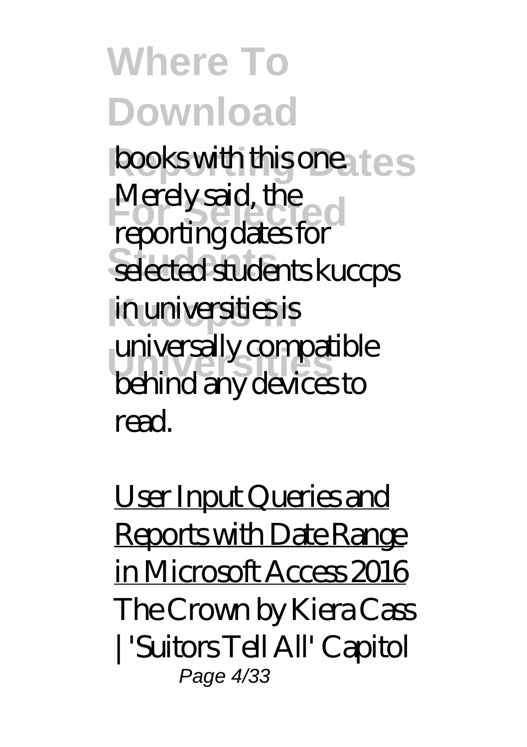books with this one. Merely said, the reporting dates for selected students kuccps in universities is universally compatible behind any devices to read.

User Input Queries and Reports with Date Range in Microsoft Access 2016

*The Crown by Kiera Cass | 'Suitors Tell All' Capitol*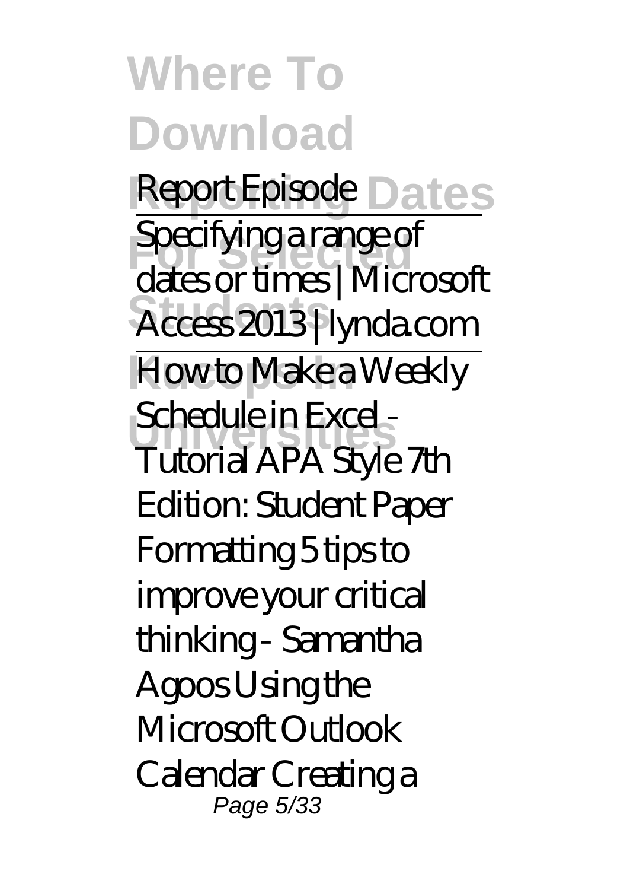*Report Episode*

*Specifying a range of dates or times | Microsoft Access 2013 | lynda.com*

*How to Make a Weekly Schedule in Excel - Tutorial* *APA Style 7th Edition: Student Paper Formatting* *5 tips to improve your critical thinking - Samantha Agoos* *Using the Microsoft Outlook Calendar* *Creating a*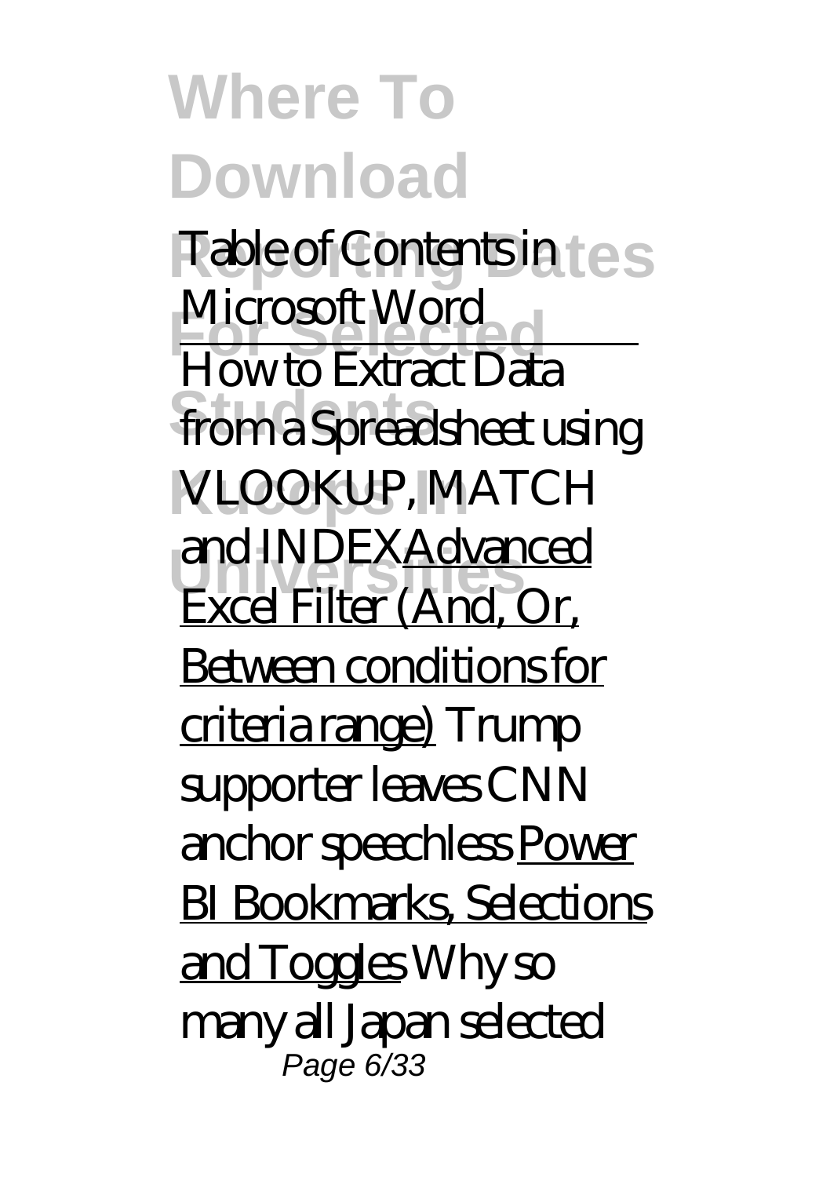*Table of Contents in Microsoft Word*

How to Extract Data from a Spreadsheet using VLOOKUP, MATCH and INDEXAdvanced Excel Filter (And, Or, Between conditions for criteria range) *Trump supporter leaves CNN anchor speechless* Power BI Bookmarks, Selections and Toggles *Why so many all Japan selected*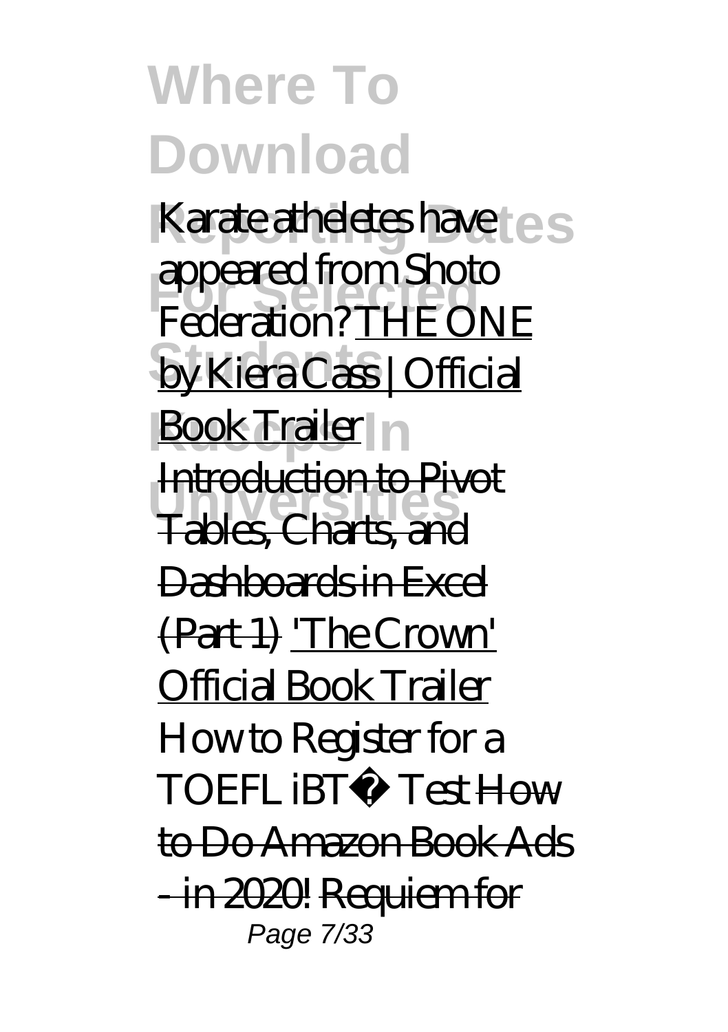# Where To Download

*Karate atheletes have appeared from Shoto Federation?* THE ONE by Kiera Cass | Official Book Trailer Introduction to Pivot Tables, Charts, and Dashboards in Excel (Part 1) 'The Crown' Official Book Trailer *How to Register for a TOEFL iBT® Test* How to Do Amazon Book Ads - in 2020! Requiem for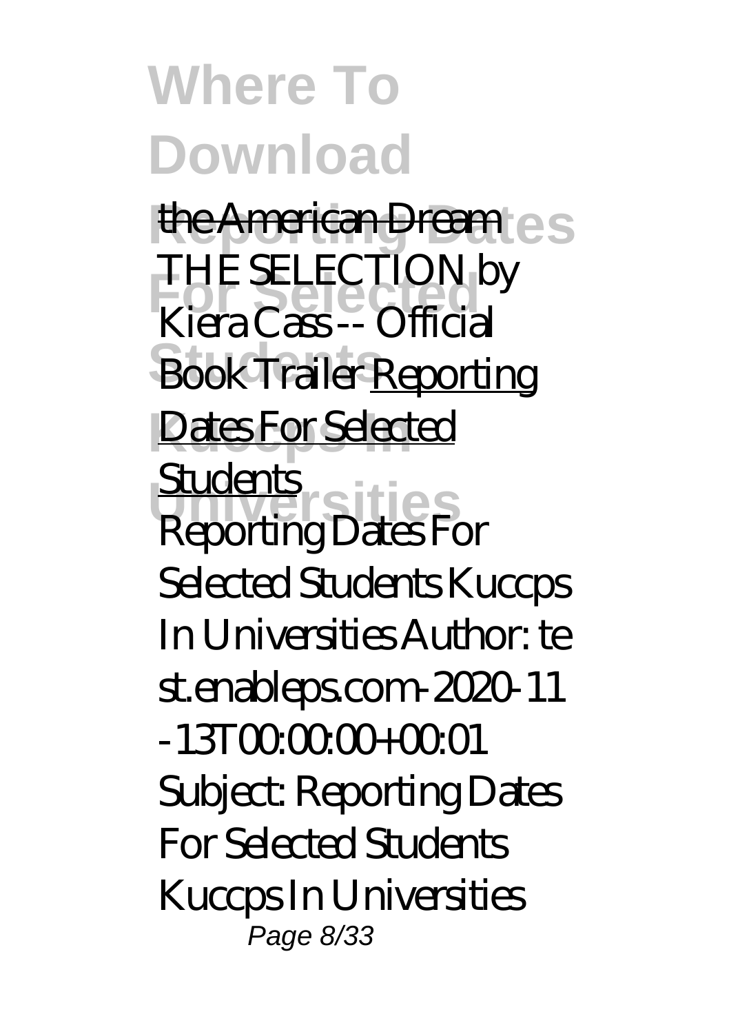the American Dream *THE SELECTION by Kiera Cass -- Official Book Trailer* Reporting Dates For Selected Students

Reporting Dates For Selected Students Kuccps In Universities Author: te st.enableps.com-2020-11 -13T00:00:00+00:01 Subject: Reporting Dates For Selected Students Kuccps In Universities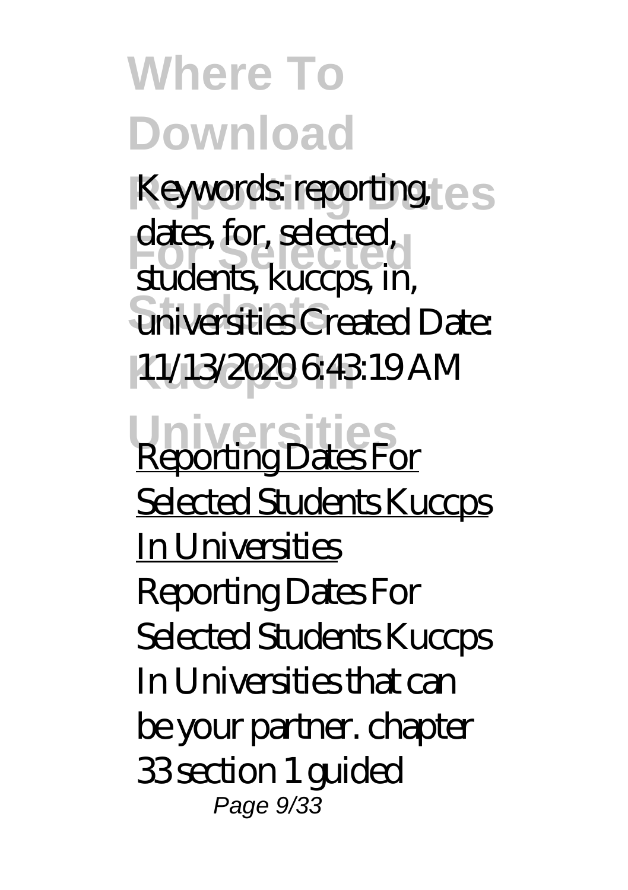Keywords: reporting, dates, for, selected, students, kuccps, in, universities Created Date: 11/13/2020 6:43:19 AM

Reporting Dates For Selected Students Kuccps In Universities

Reporting Dates For Selected Students Kuccps In Universities that can be your partner. chapter 33 section 1 guided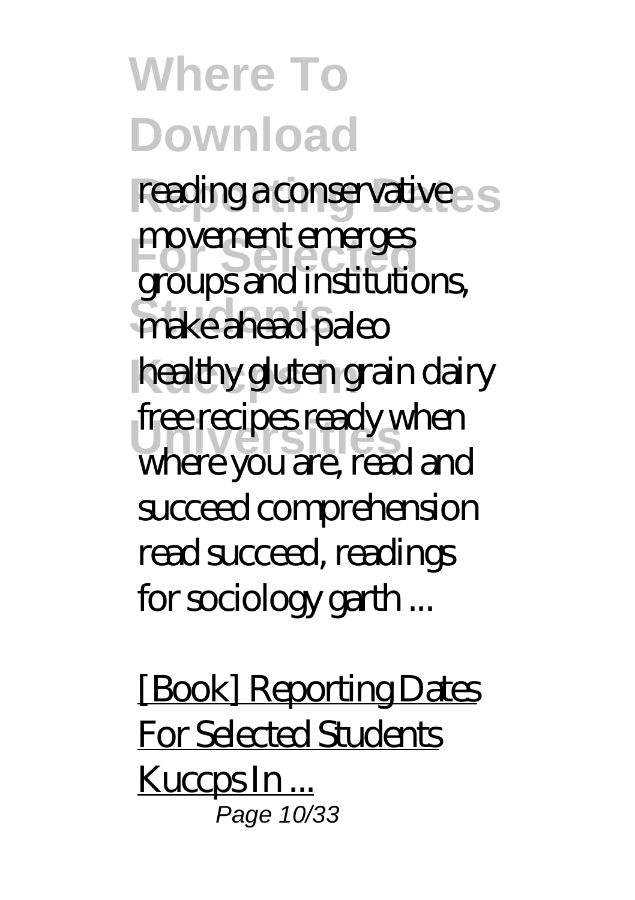reading a conservative movement emerges groups and institutions, make ahead paleo healthy gluten grain dairy free recipes ready when where you are, read and succeed comprehension read succeed, readings for sociology garth ...

[Book] Reporting Dates For Selected Students Kuccps In ...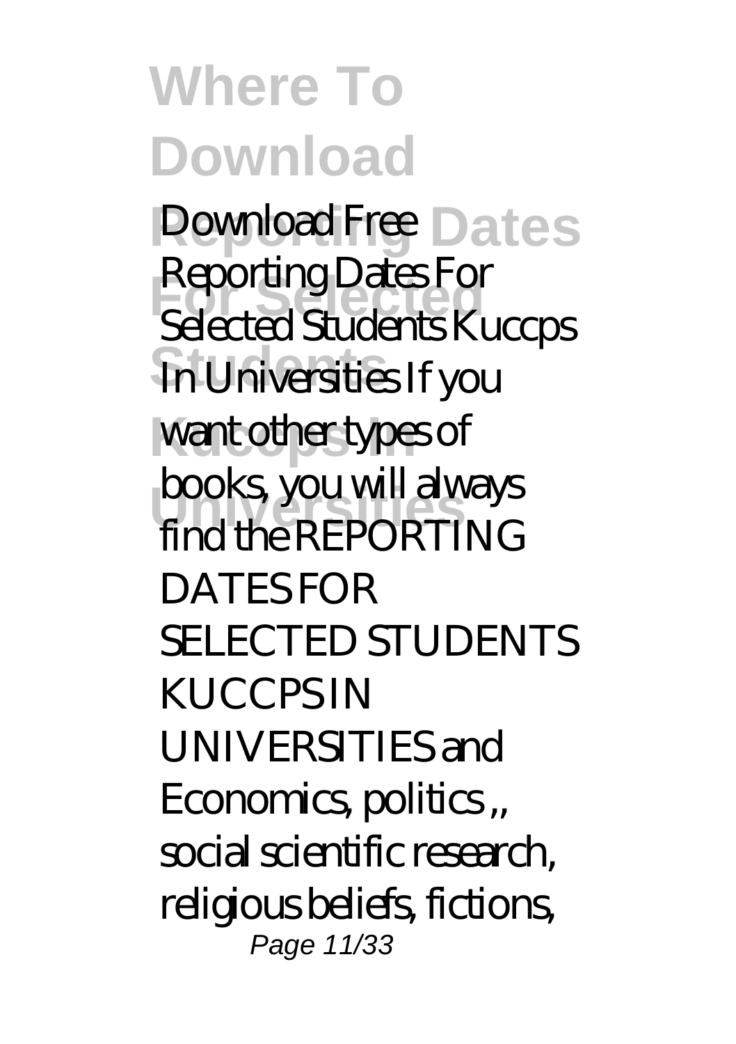Download Free Reporting Dates For Selected Students Kuccps In Universities If you want other types of books, you will always find the REPORTING DATES FOR SELECTED STUDENTS KUCCPS IN UNIVERSITIES and Economics, politics ,, social scientific research, religious beliefs, fictions,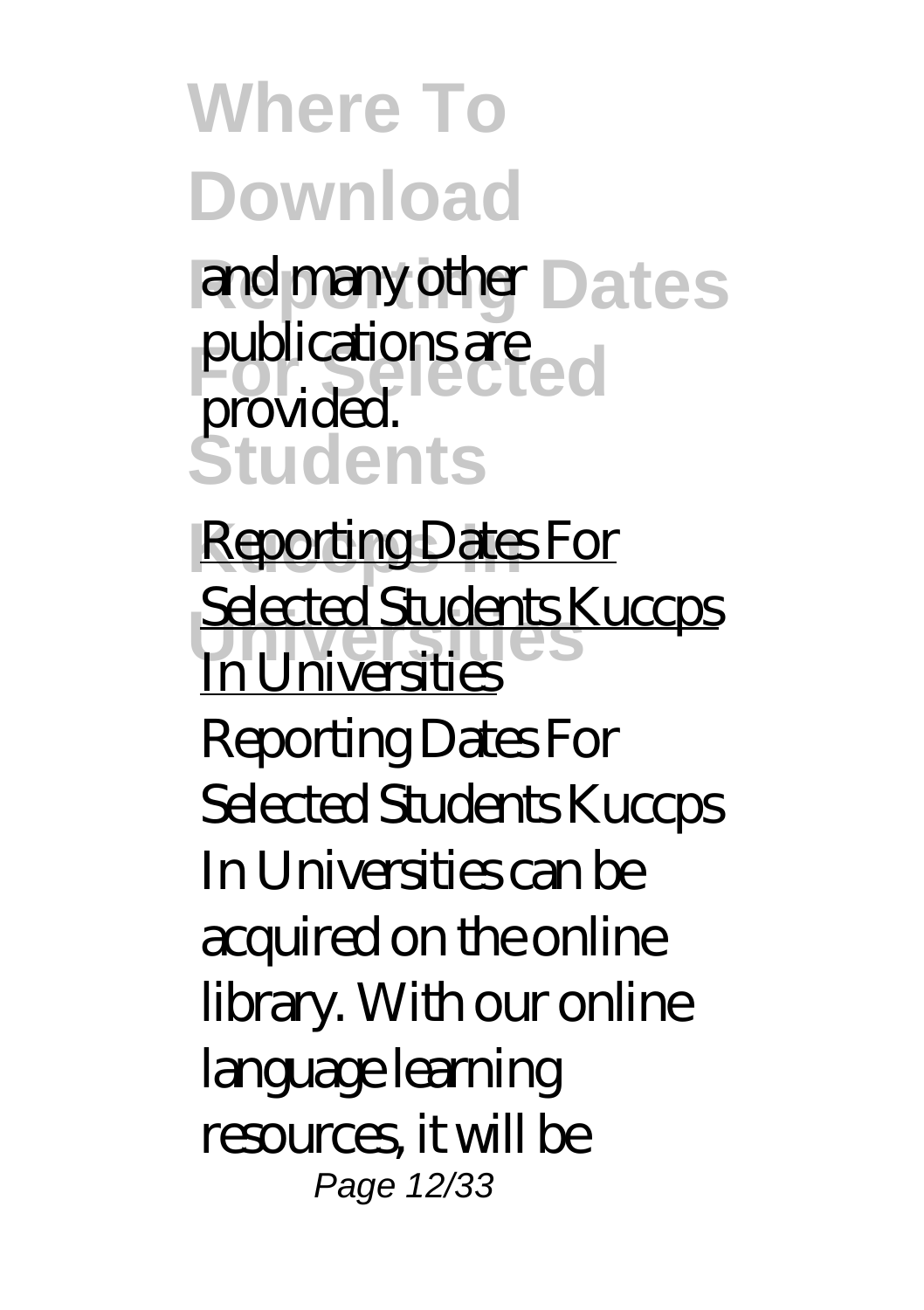and many other publications are provided.

Reporting Dates For Selected Students Kuccps In Universities

Reporting Dates For Selected Students Kuccps In Universities can be acquired on the online library. With our online language learning resources, it will be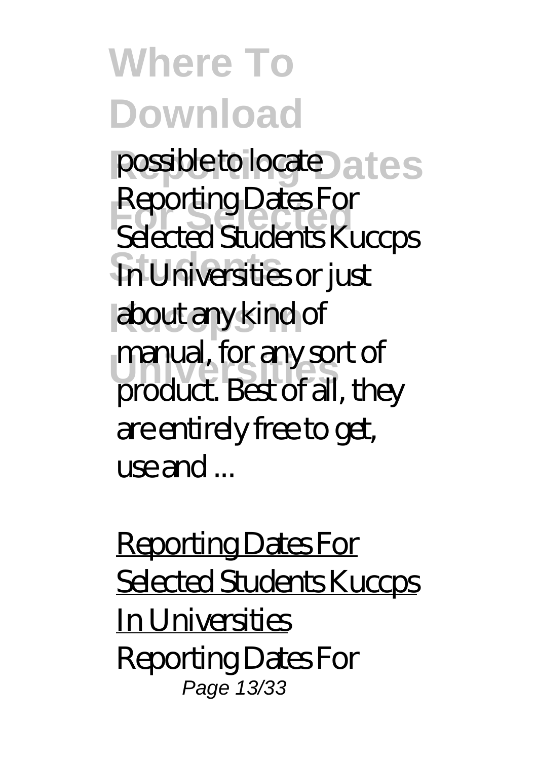possible to locate Reporting Dates For Selected Students Kuccps In Universities or just about any kind of manual, for any sort of product. Best of all, they are entirely free to get, use and ...

Reporting Dates For Selected Students Kuccps In Universities

Reporting Dates For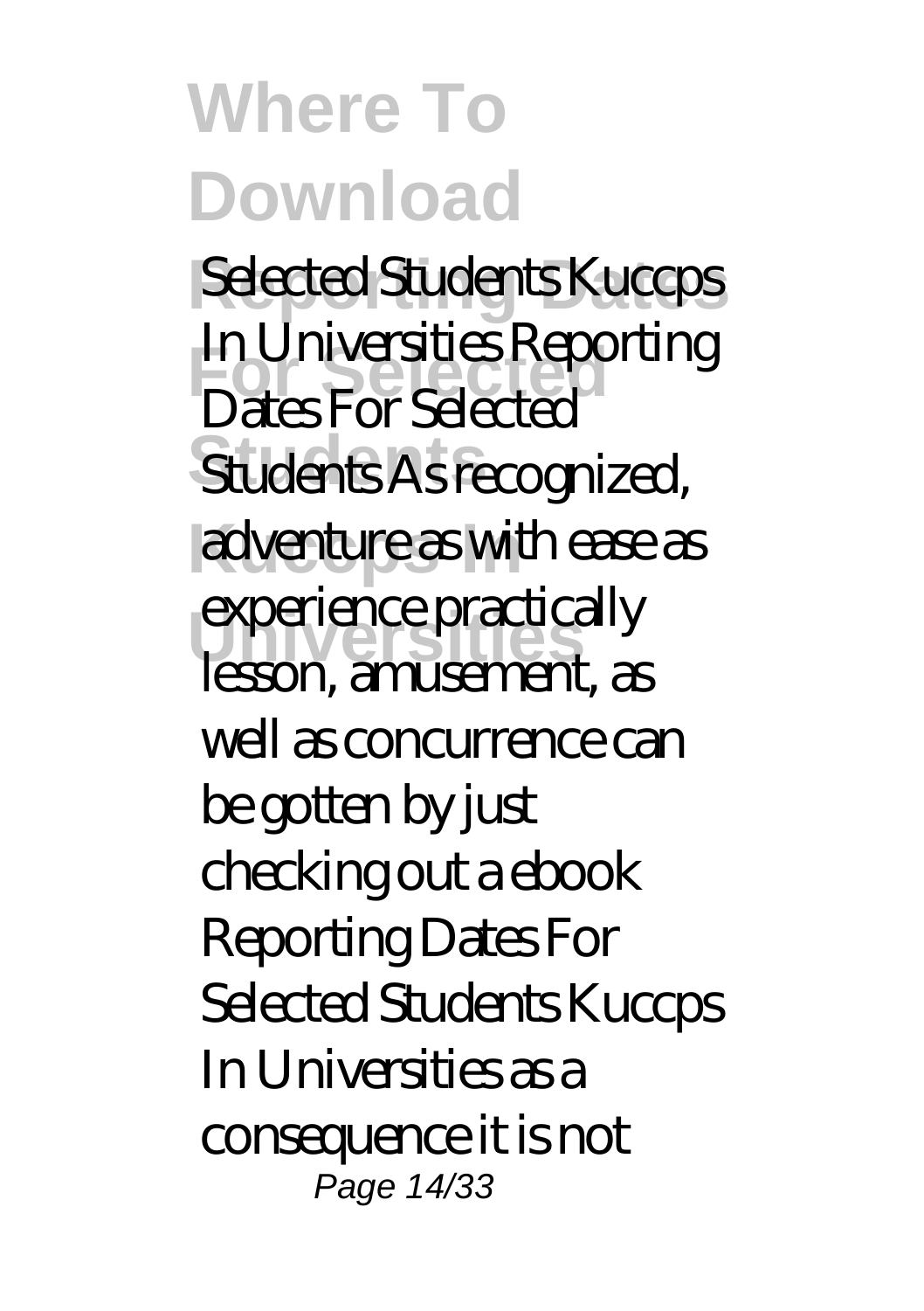Selected Students Kuccps In Universities Reporting Dates For Selected Students As recognized, adventure as with ease as experience practically lesson, amusement, as well as concurrence can be gotten by just checking out a ebook Reporting Dates For Selected Students Kuccps In Universities as a consequence it is not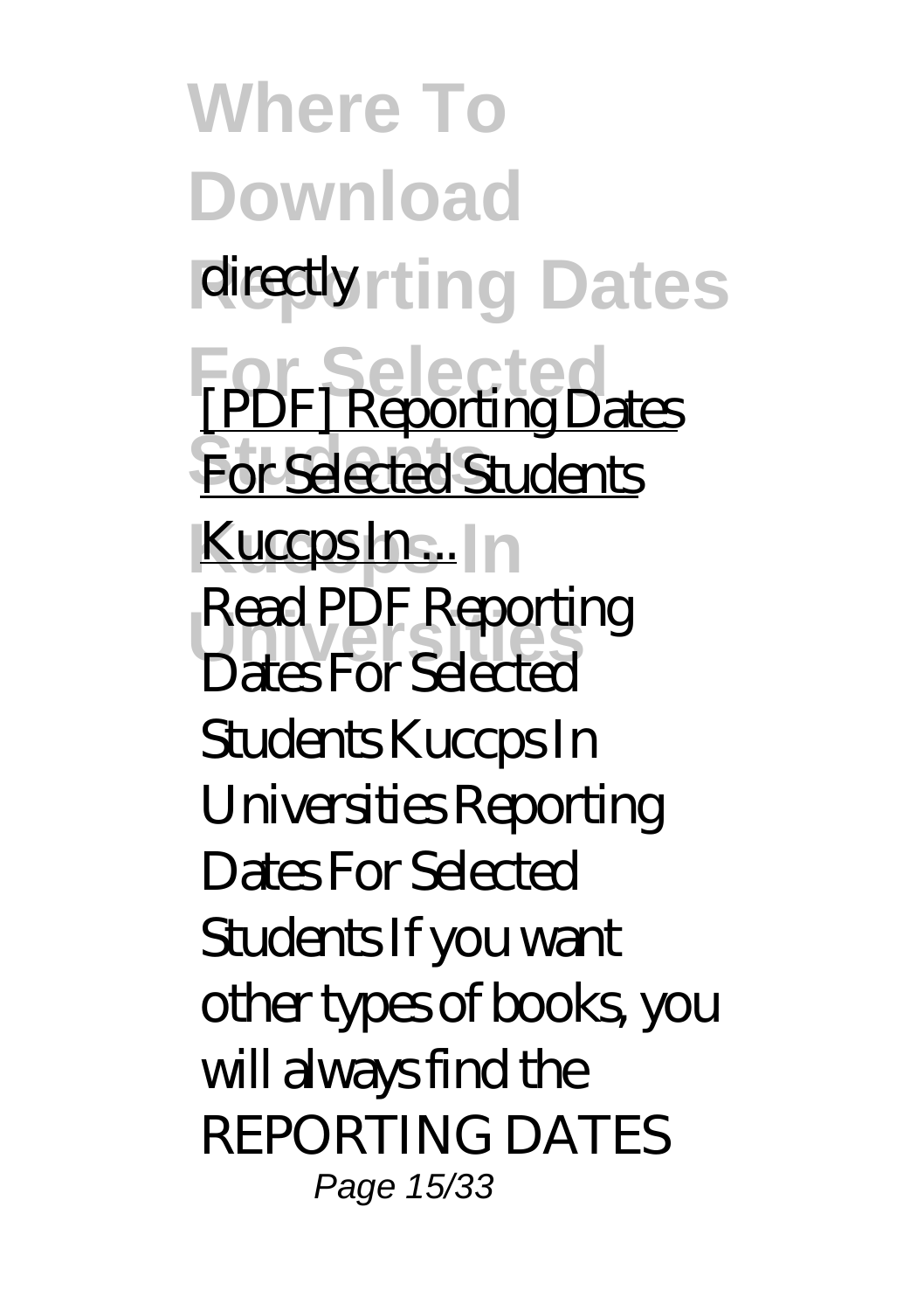directly

[PDF] Reporting Dates For Selected Students Kuccps In ...

Read PDF Reporting Dates For Selected Students Kuccps In Universities Reporting Dates For Selected Students If you want other types of books, you will always find the REPORTING DATES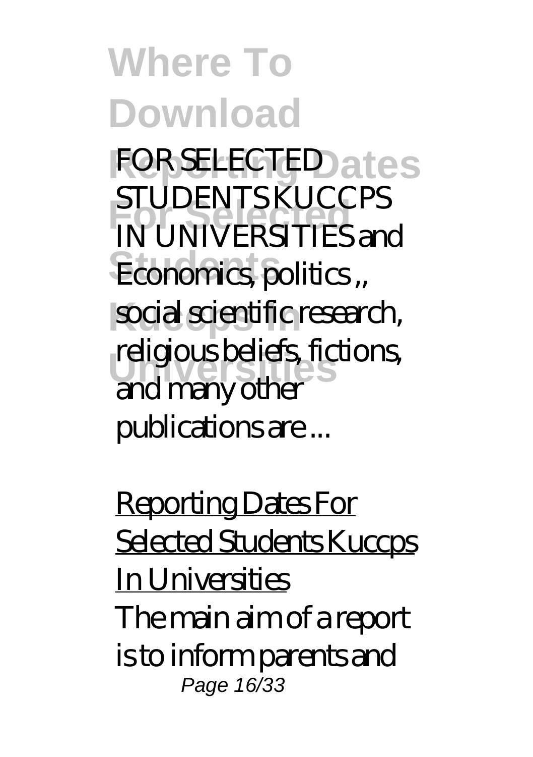FOR SELECTED STUDENTS KUCCPS IN UNIVERSITIES and Economics, politics ,, social scientific research, religious beliefs, fictions, and many other publications are ...

Reporting Dates For Selected Students Kuccps In Universities

The main aim of a report is to inform parents and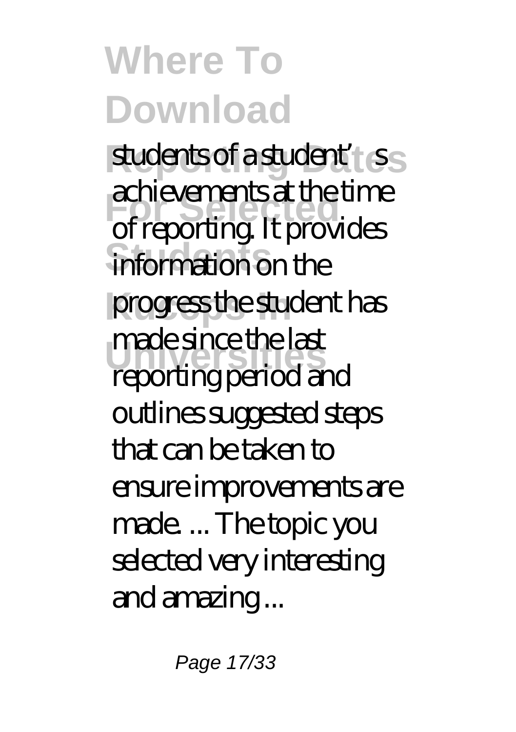students of a student's achievements at the time of reporting. It provides information on the progress the student has made since the last reporting period and outlines suggested steps that can be taken to ensure improvements are made. ... The topic you selected very interesting and amazing ...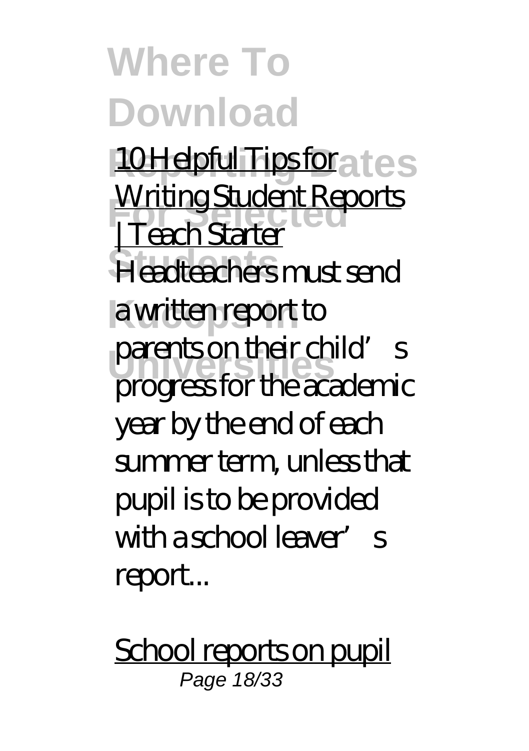10 Helpful Tips for Writing Student Reports | Teach Starter

Headteachers must send a written report to parents on their child's progress for the academic year by the end of each summer term, unless that pupil is to be provided with a school leaver's report...

School reports on pupil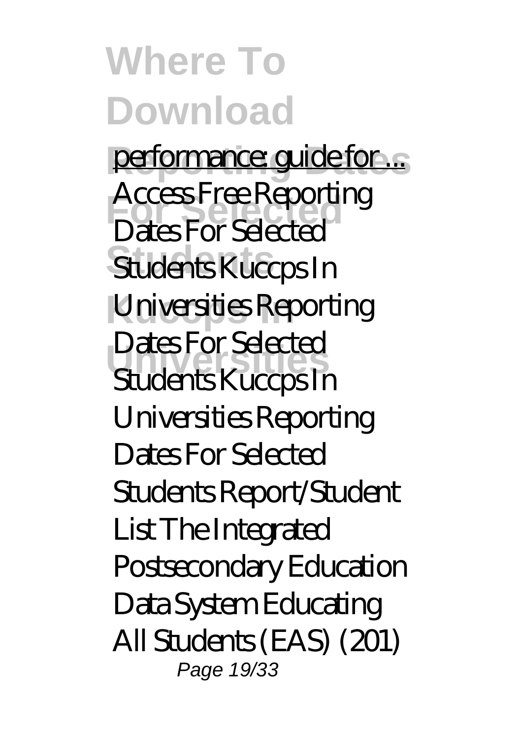performance: guide for ...

Access Free Reporting Dates For Selected Students Kuccps In Universities Reporting Dates For Selected Students Kuccps In Universities Reporting Dates For Selected Students Report/Student List The Integrated Postsecondary Education Data System Educating All Students (EAS) (201)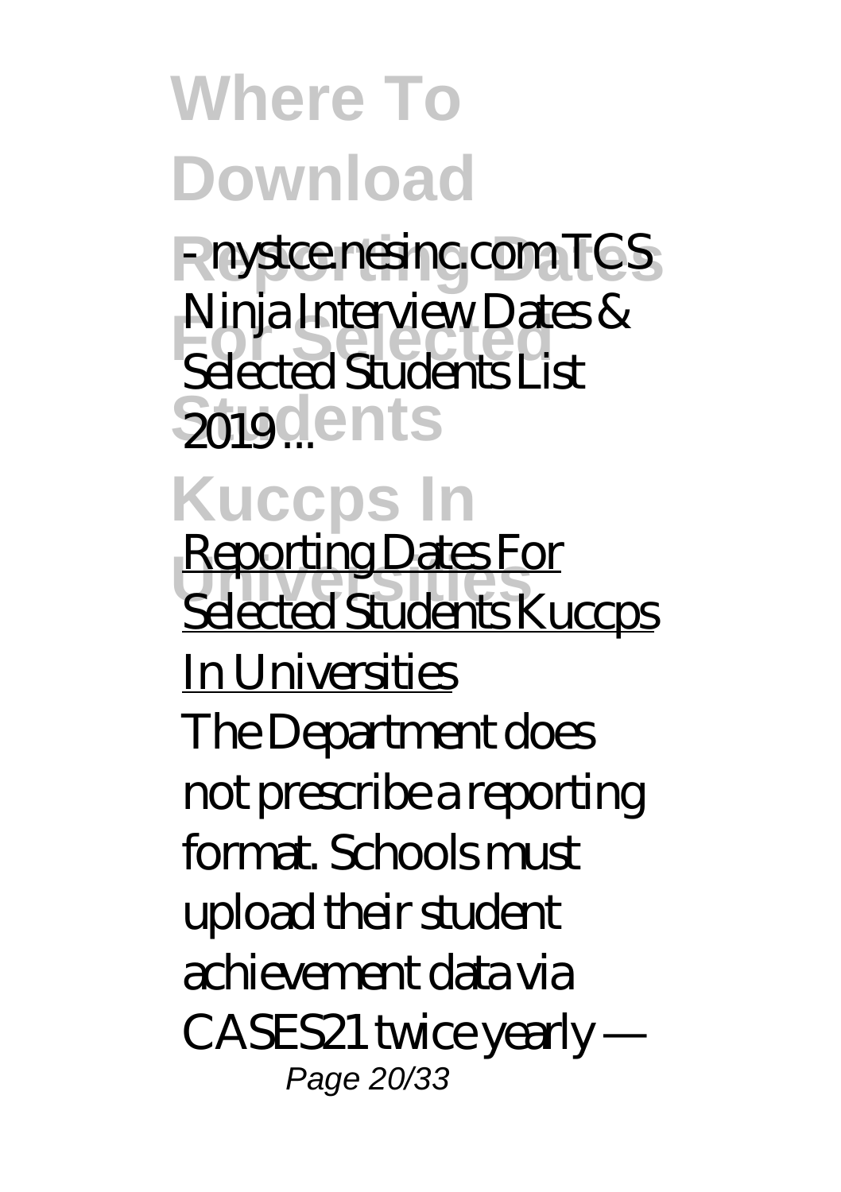- nystce.nesinc.com TCS Ninja Interview Dates & Selected Students List 2019 ...

Reporting Dates For Selected Students Kuccps In Universities

The Department does not prescribe a reporting format. Schools must upload their student achievement data via CASES21 twice yearly —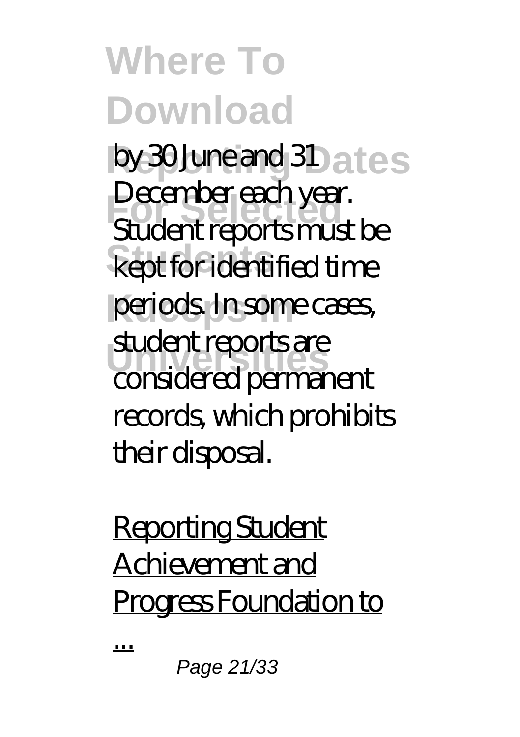by 30 June and 31 December each year. Student reports must be kept for identified time periods. In some cases, student reports are considered permanent records, which prohibits their disposal.

Reporting Student Achievement and Progress Foundation to ...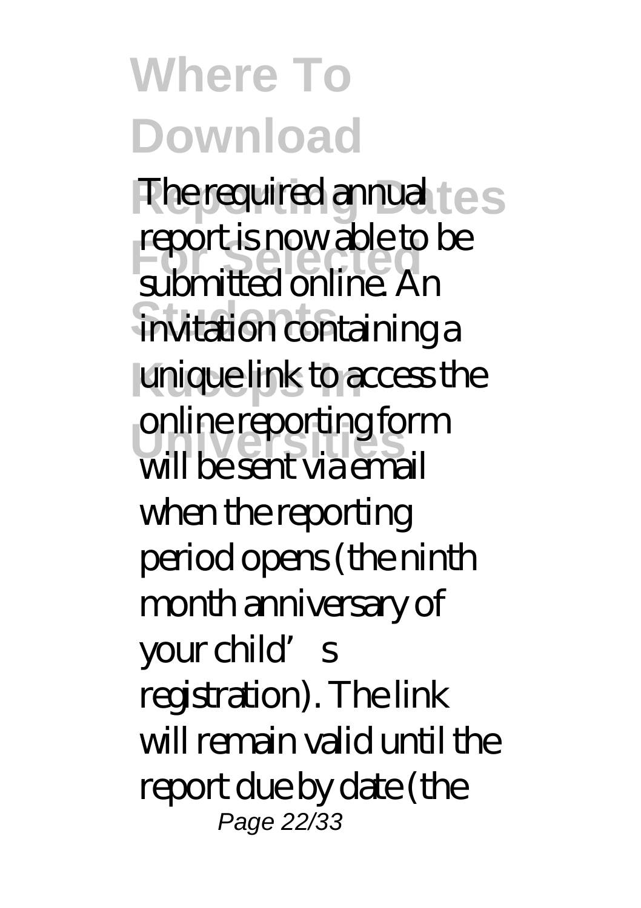# Where To Download

The required annual report is now able to be submitted online. An invitation containing a unique link to access the online reporting form will be sent via email when the reporting period opens (the ninth month anniversary of your child's registration). The link will remain valid until the report due by date (the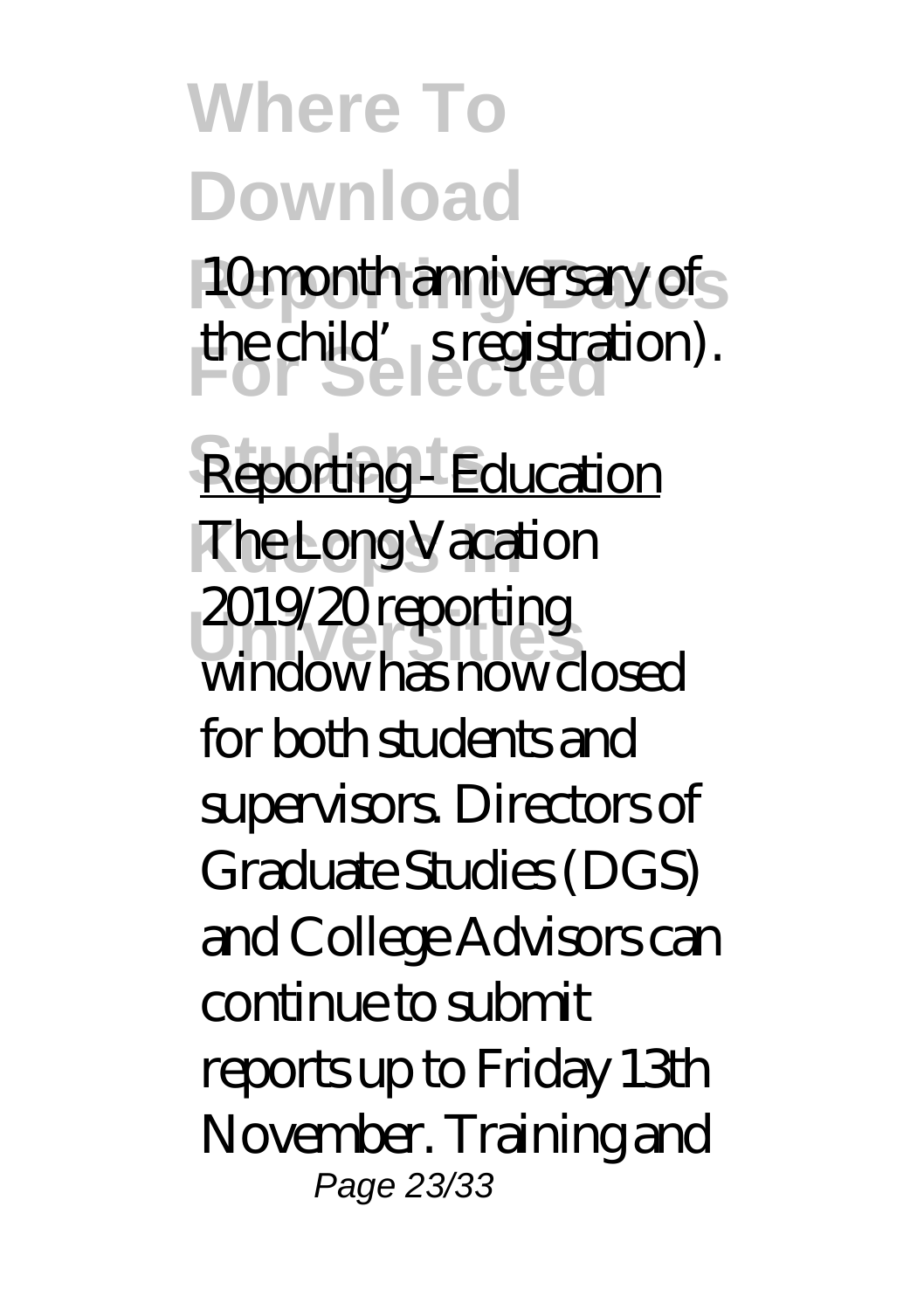10 month anniversary of the child's registration).

Reporting - Education

The Long Vacation 2019/20 reporting window has now closed for both students and supervisors. Directors of Graduate Studies (DGS) and College Advisors can continue to submit reports up to Friday 13th November. Training and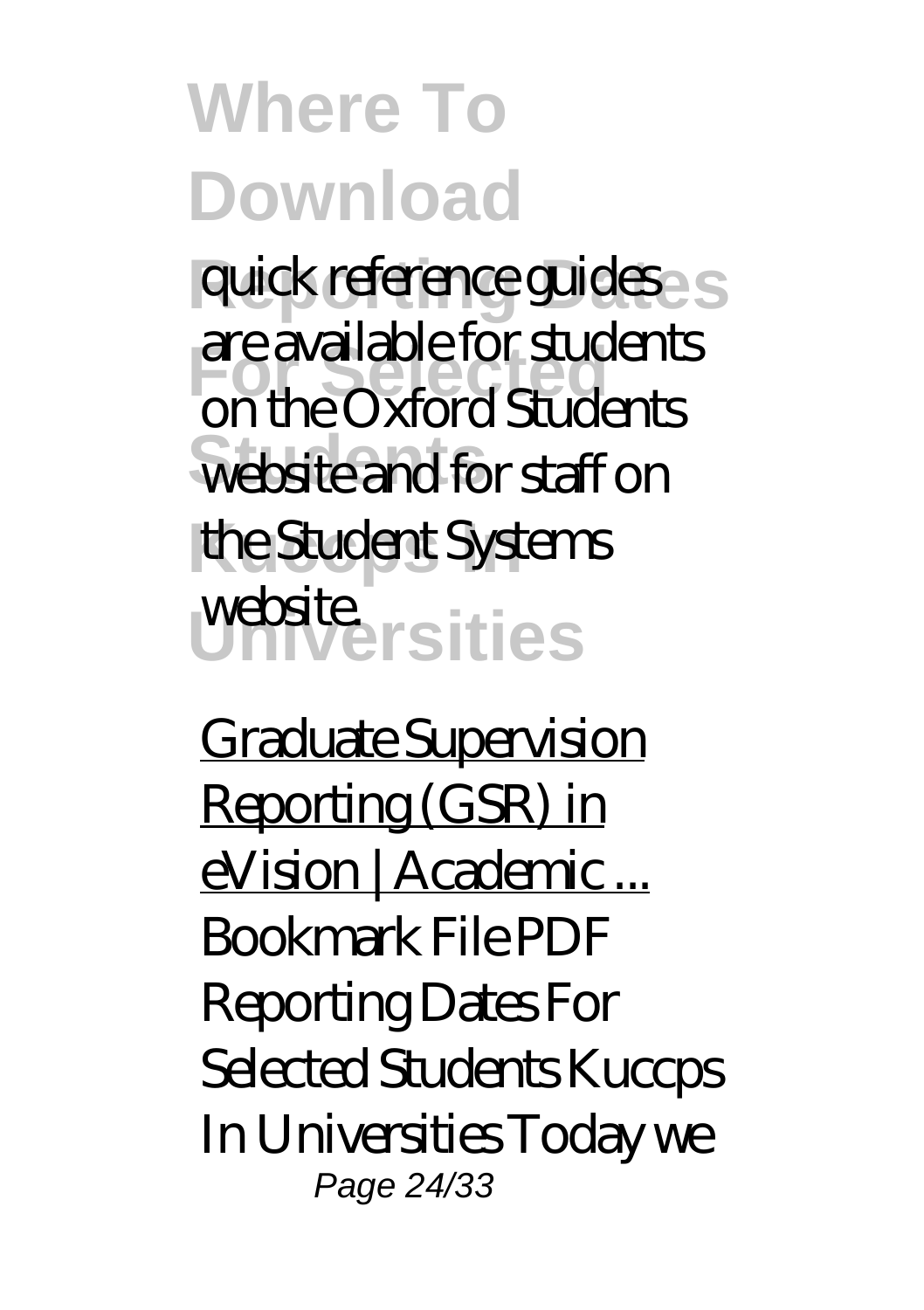quick reference guides are available for students on the Oxford Students website and for staff on the Student Systems website.

Graduate Supervision Reporting (GSR) in eVision | Academic ...

Bookmark File PDF Reporting Dates For Selected Students Kuccps In Universities Today we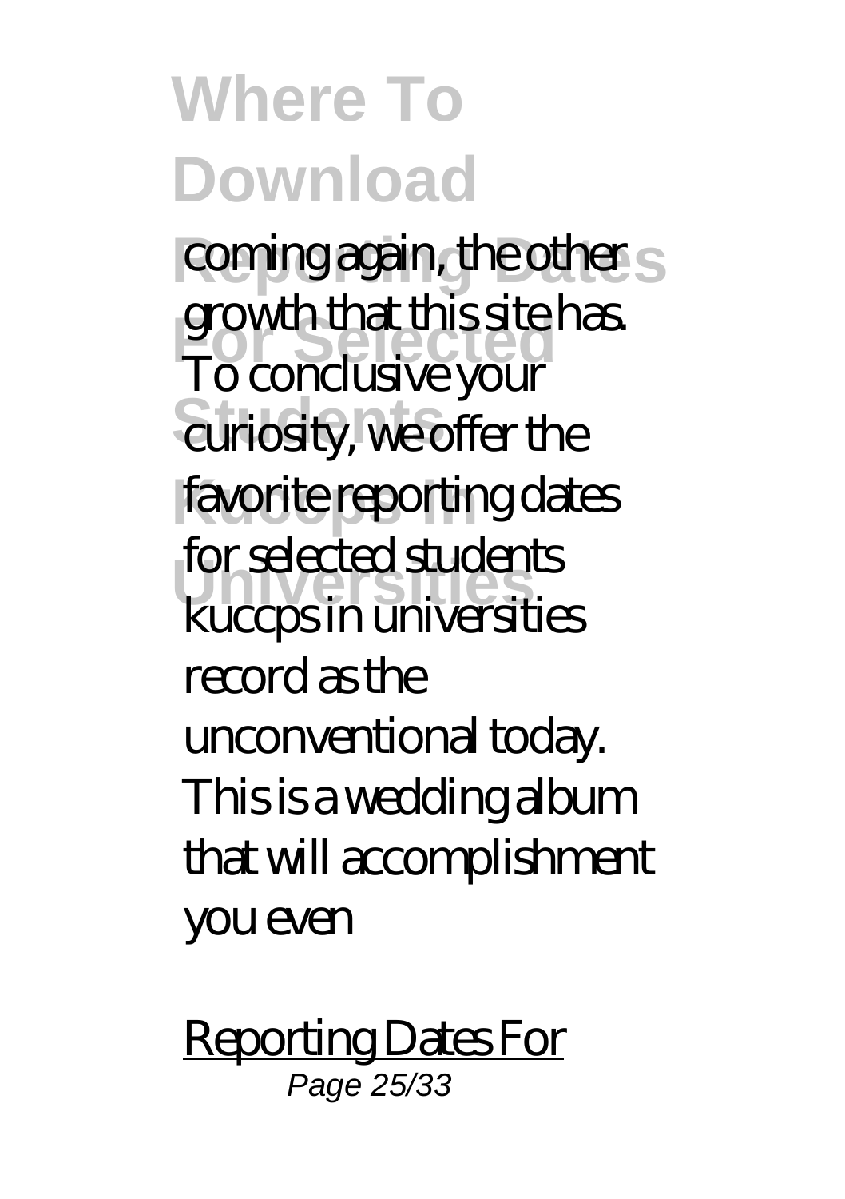coming again, the other growth that this site has. To conclusive your curiosity, we offer the favorite reporting dates for selected students kuccps in universities record as the unconventional today. This is a wedding album that will accomplishment you even

Reporting Dates For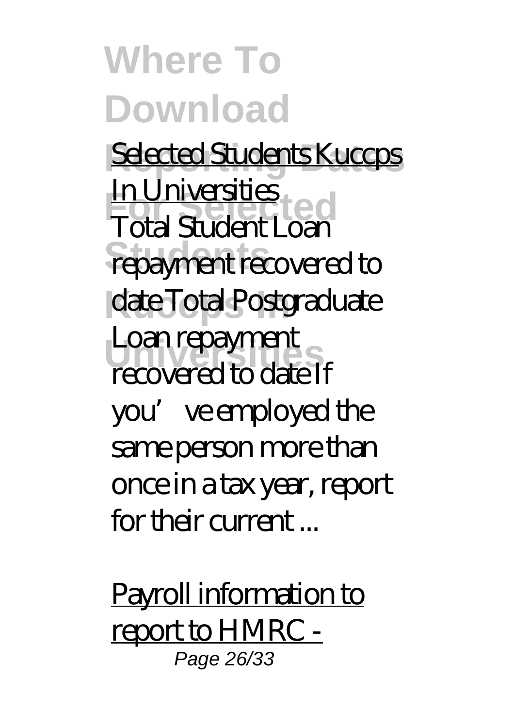Selected Students Kuccps In Universities
Total Student Loan repayment recovered to date Total Postgraduate Loan repayment recovered to date If you've employed the same person more than once in a tax year, report for their current ...

Payroll information to report to HMRC -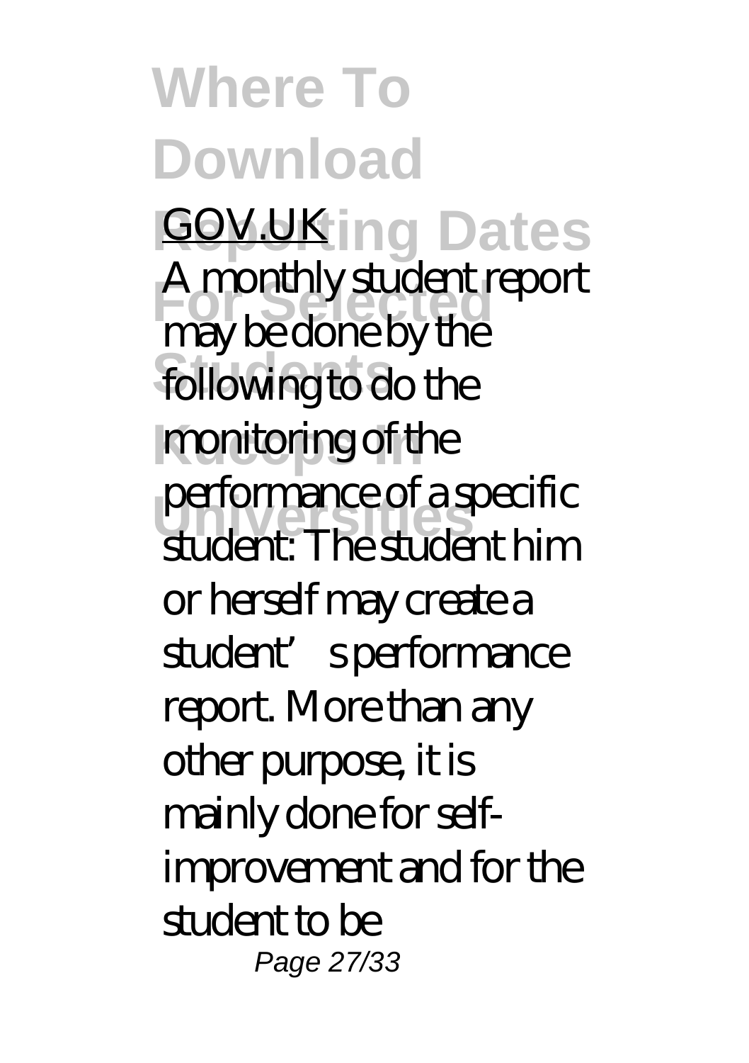GOV.UK

A monthly student report may be done by the following to do the monitoring of the performance of a specific student: The student him or herself may create a student's performance report. More than any other purpose, it is mainly done for self-improvement and for the student to be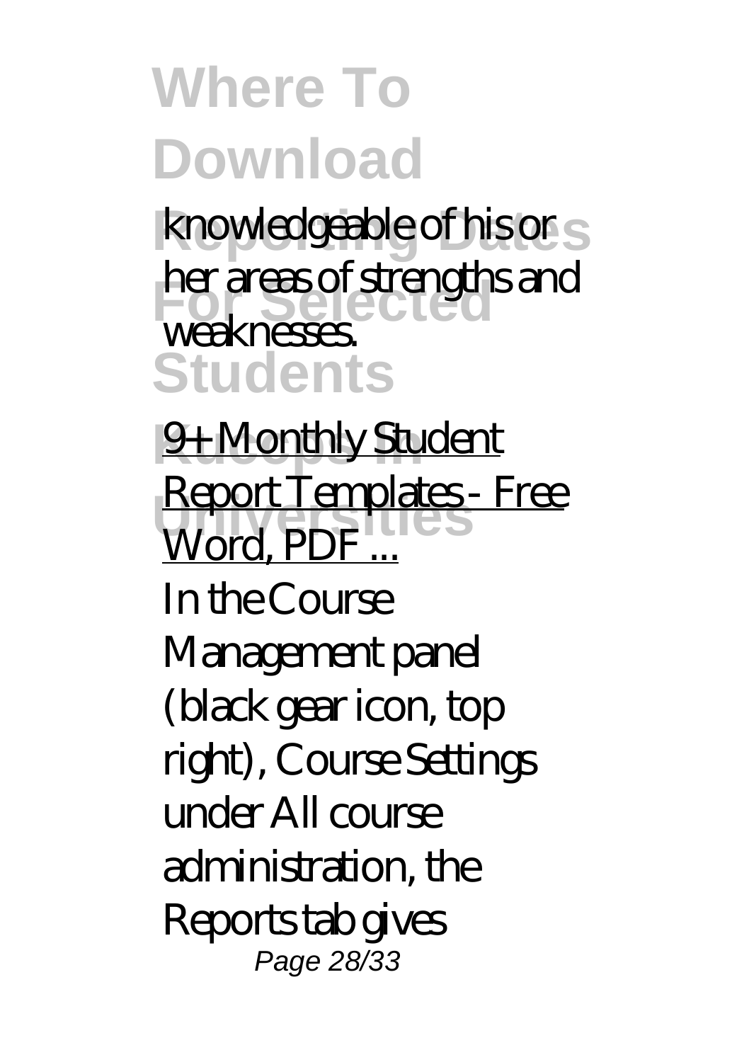knowledgeable of his or her areas of strengths and weaknesses.

9+ Monthly Student Report Templates - Free Word, PDF ...

In the Course Management panel (black gear icon, top right), Course Settings under All course administration, the Reports tab gives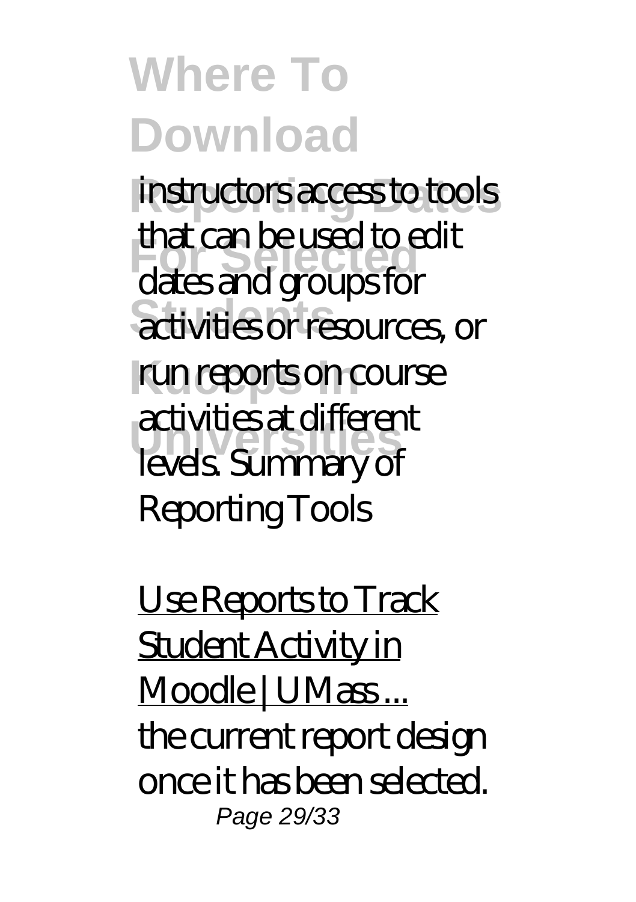instructors access to tools that can be used to edit dates and groups for activities or resources, or run reports on course activities at different levels. Summary of Reporting Tools

Use Reports to Track Student Activity in Moodle | UMass ...

the current report design once it has been selected.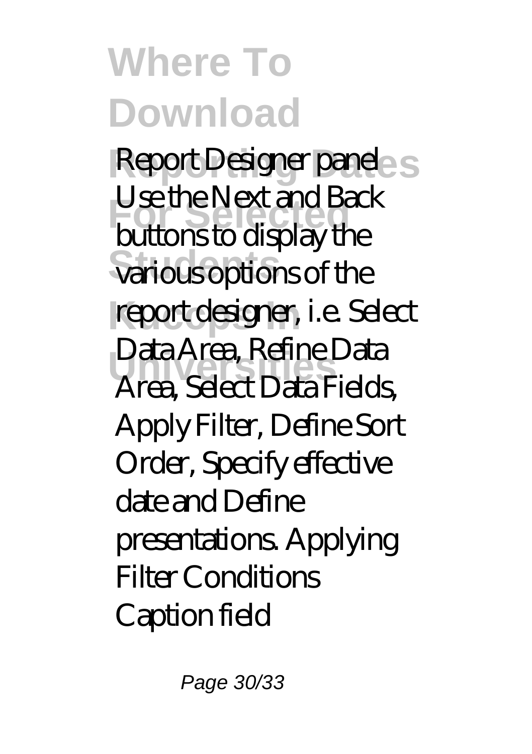Report Designer panel Use the Next and Back buttons to display the various options of the report designer, i.e. Select Data Area, Refine Data Area, Select Data Fields, Apply Filter, Define Sort Order, Specify effective date and Define presentations. Applying Filter Conditions Caption field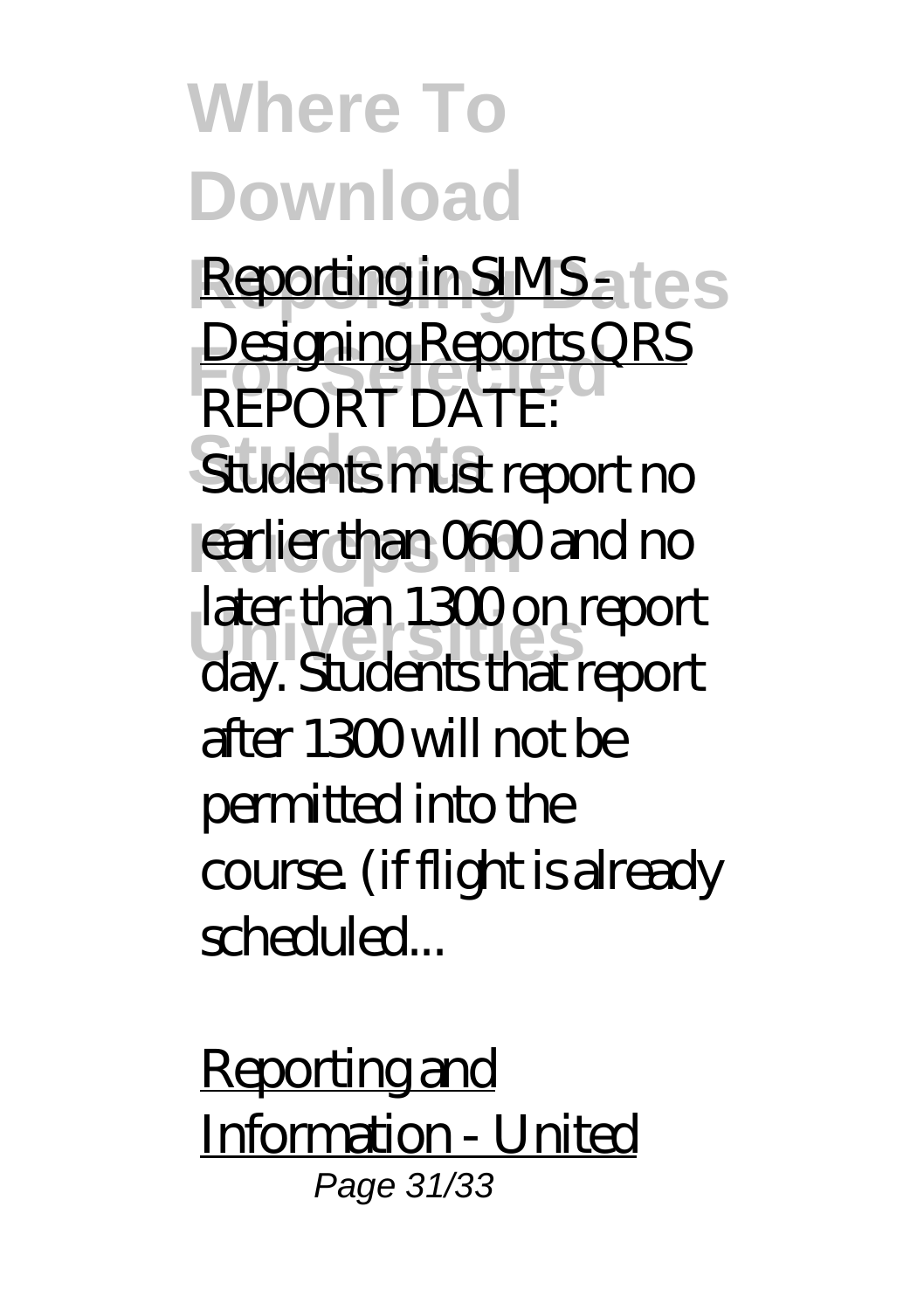Reporting in SIMS - Designing Reports QRS

REPORT DATE: Students must report no earlier than 0600 and no later than 1300 on report day. Students that report after 1300 will not be permitted into the course. (if flight is already scheduled...

Reporting and Information - United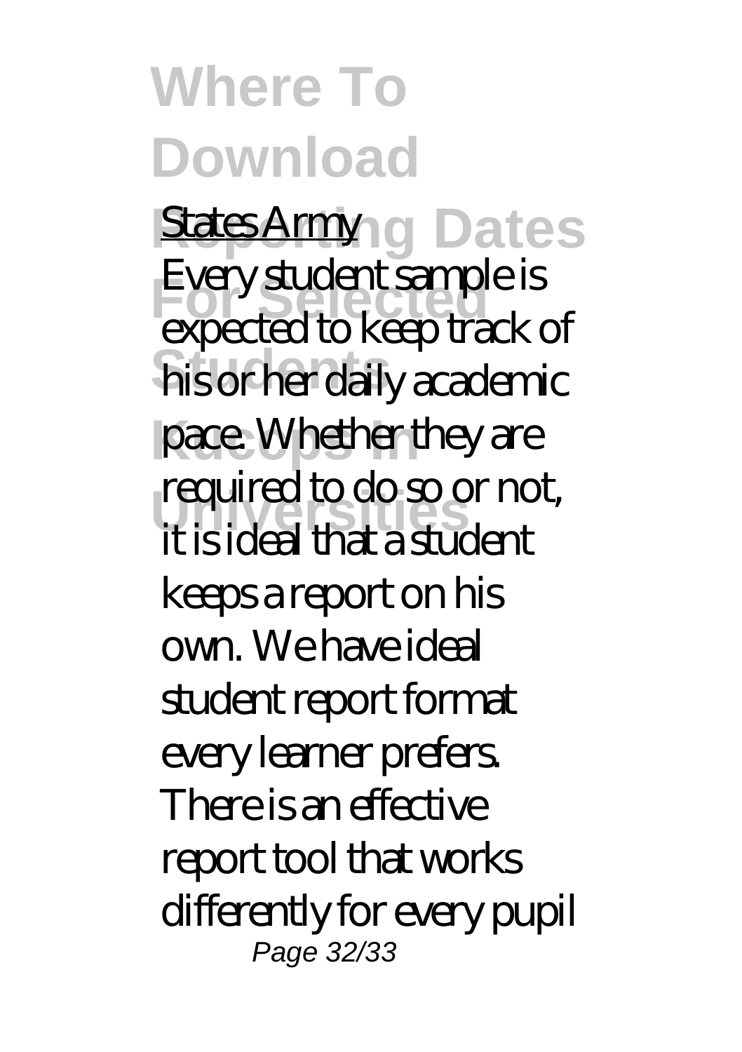States Army

Every student sample is expected to keep track of his or her daily academic pace. Whether they are required to do so or not, it is ideal that a student keeps a report on his own. We have ideal student report format every learner prefers. There is an effective report tool that works differently for every pupil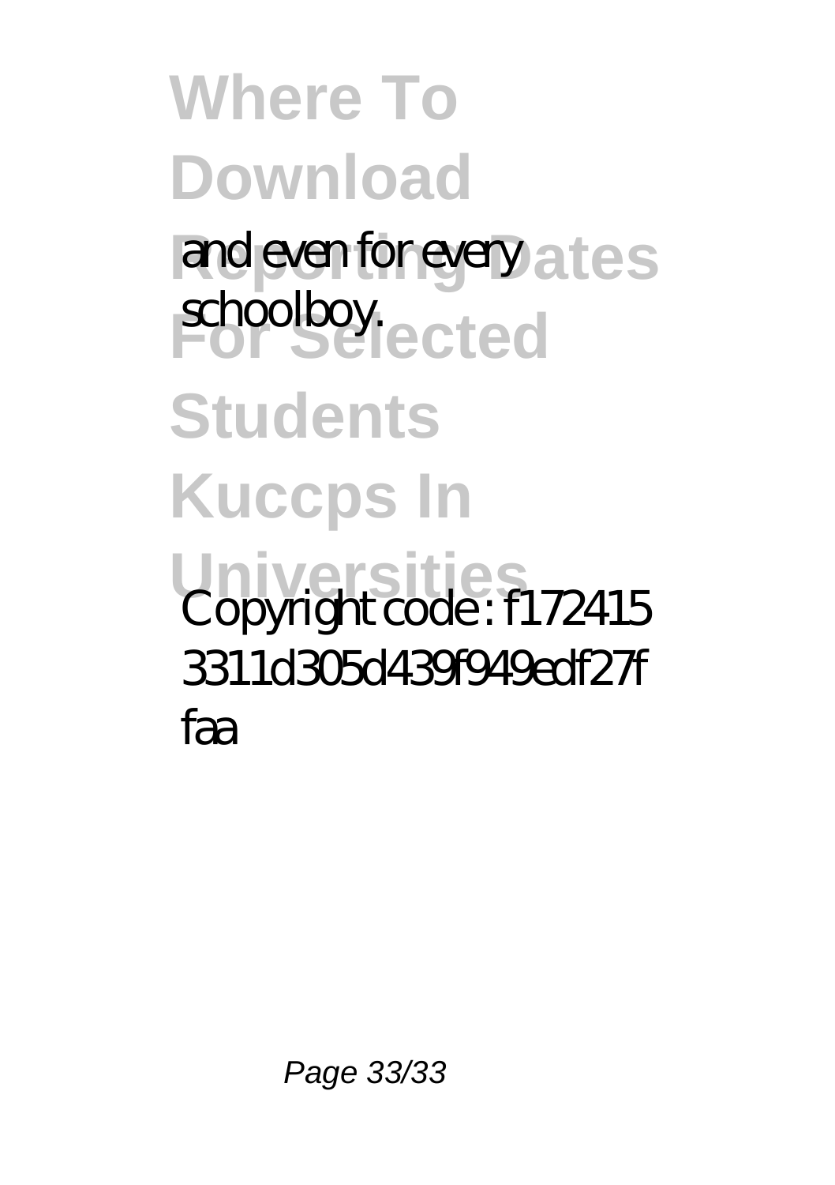and even for every schoolboy.

Copyright code : f1724153311d305d439f949edf27ffaa